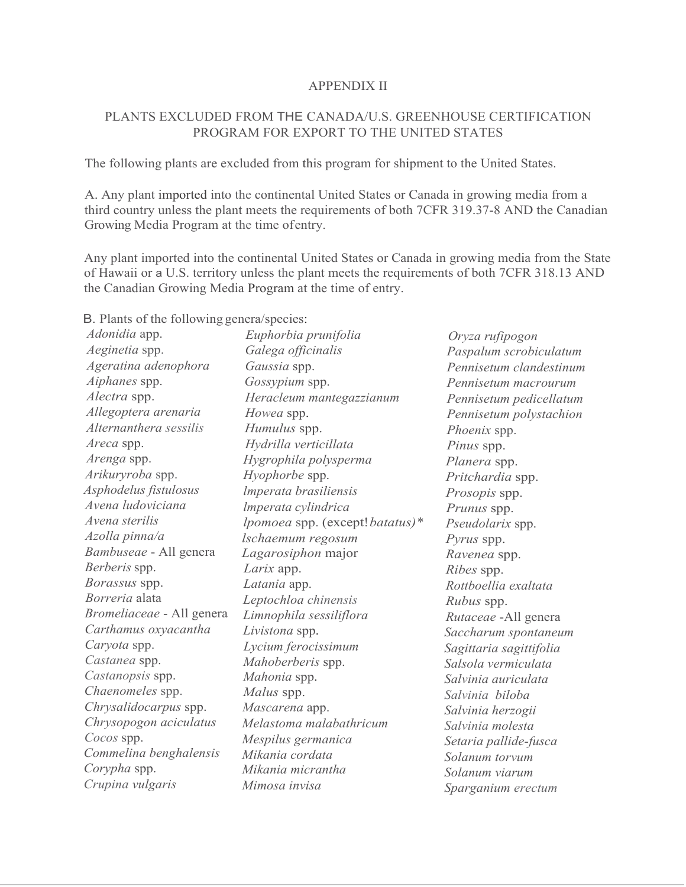APPENDIX II

PLANTS EXCLUDED FROM THE CANADA/U.S. GREENHOUSE CERTIFICATION PROGRAM FOR EXPORT TO THE UNITED STATES

The following plants are excluded from this program for shipment to the United States.

A. Any plant imported into the continental United States or Canada in growing media from a third country unless the plant meets the requirements of both 7CFR 319.37-8 AND the Canadian Growing Media Program at the time ofentry.

Any plant imported into the continental United States or Canada in growing media from the State of Hawaii or a U.S. territory unless the plant meets the requirements of both 7CFR 318.13 AND the Canadian Growing Media Program at the time of entry.

B. Plants of the following genera/species:

*Adonidia* app.
*Aeginetia* spp.
*Ageratina adenophora*
*Aiphanes* spp.
*Alectra* spp.
*Allegoptera arenaria*
*Alternanthera sessilis*
*Areca* spp.
*Arenga* spp.
*Arikuryroba* spp.
*Asphodelus fistulosus*
*Avena ludoviciana*
*Avena sterilis*
*Azolla pinna/a*
*Bambuseae* - All genera
*Berberis* spp.
*Borassus* spp.
*Borreria* alata
*Bromeliaceae* - All genera
*Carthamus oxyacantha*
*Caryota* spp.
*Castanea* spp.
*Castanopsis* spp.
*Chaenomeles* spp.
*Chrysalidocarpus* spp.
*Chrysopogon aciculatus*
*Cocos* spp.
*Commelina benghalensis*
*Corypha* spp.
*Crupina vulgaris*
*Euphorbia prunifolia*
*Galega officinalis*
*Gaussia* spp.
*Gossypium* spp.
*Heracleum mantegazzianum*
*Howea* spp.
*Humulus* spp.
*Hydrilla verticillata*
*Hygrophila polysperma*
*Hyophorbe* spp.
*lmperata brasiliensis*
*lmperata cylindrica*
*lpomoea* spp. (except! *batatus)**
*lschaemum regosum*
*Lagarosiphon* major
*Larix* app.
*Latania* app.
*Leptochloa chinensis*
*Limnophila sessiliflora*
*Livistona* spp.
*Lycium ferocissimum*
*Mahoberberis* spp.
*Mahonia* spp.
*Malus* spp.
*Mascarena* app.
*Melastoma malabathricum*
*Mespilus germanica*
*Mikania cordata*
*Mikania micrantha*
*Mimosa invisa*
*Oryza rufipogon*
*Paspalum scrobiculatum*
*Pennisetum clandestinum*
*Pennisetum macrourum*
*Pennisetum pedicellatum*
*Pennisetum polystachion*
*Phoenix* spp.
*Pinus* spp.
*Planera* spp.
*Pritchardia* spp.
*Prosopis* spp.
*Prunus* spp.
*Pseudolarix* spp.
*Pyrus* spp.
*Ravenea* spp.
*Ribes* spp.
*Rottboellia exaltata*
*Rubus* spp.
*Rutaceae* -All genera
*Saccharum spontaneum*
*Sagittaria sagittifolia*
*Salsola vermiculata*
*Salvinia auriculata*
*Salvinia biloba*
*Salvinia herzogii*
*Salvinia molesta*
*Setaria pallide-fusca*
*Solanum torvum*
*Solanum viarum*
*Sparganium erectum*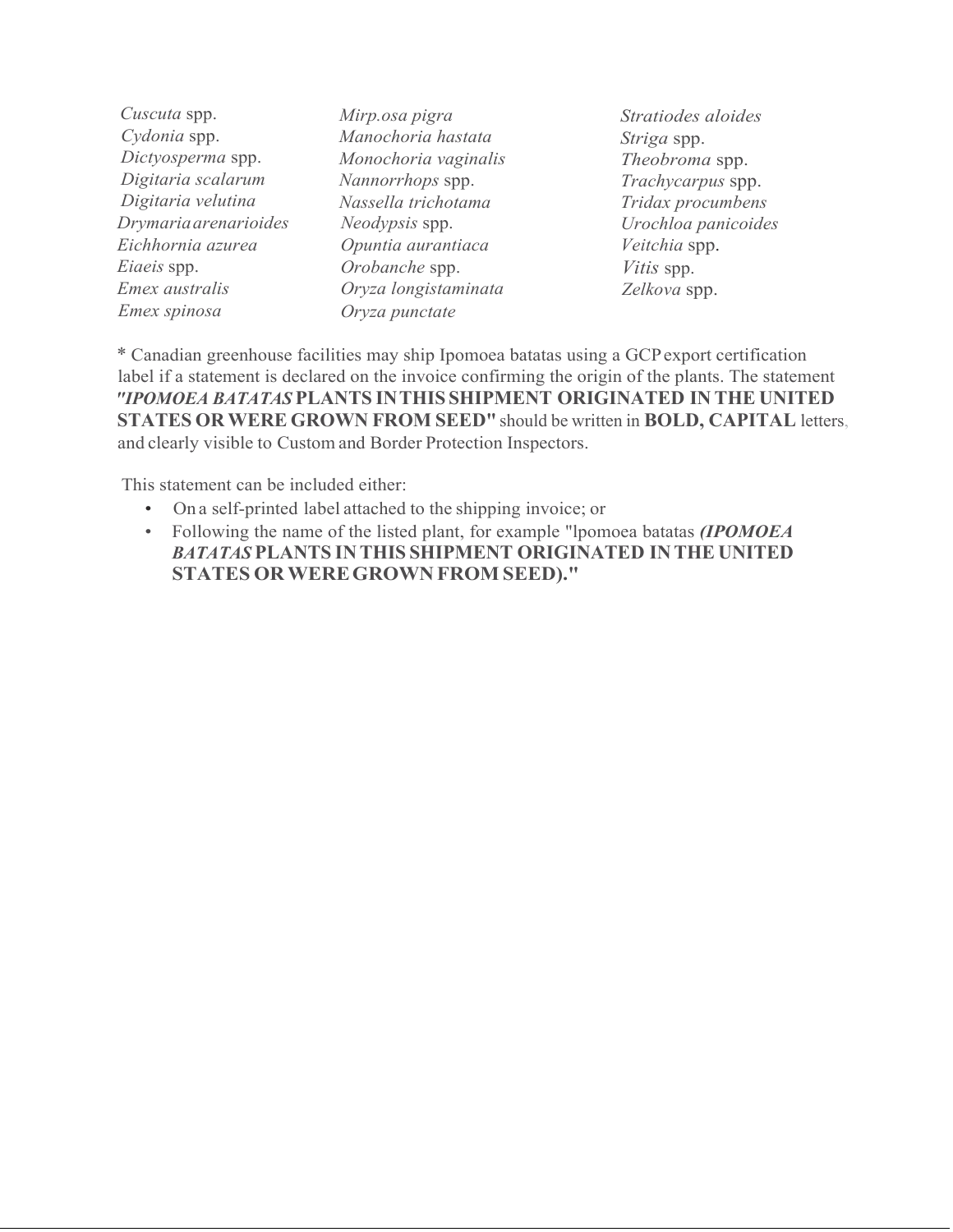*Cuscuta* spp.
*Cydonia* spp.
*Dictyosperma* spp.
*Digitaria scalarum*
*Digitaria velutina*
*Drymaria arenarioides*
*Eichhornia azurea*
*Eiaeis* spp.
*Emex australis*
*Emex spinosa*

*Mirp.osa pigra*
*Manochoria hastata*
*Monochoria vaginalis*
*Nannorrhops* spp.
*Nassella trichotama*
*Neodypsis* spp.
*Opuntia aurantiaca*
*Orobanche* spp.
*Oryza longistaminata*
*Oryza punctate*

*Stratiodes aloides*
*Striga* spp.
*Theobroma* spp.
*Trachycarpus* spp.
*Tridax procumbens*
*Urochloa panicoides*
*Veitchia* spp.
*Vitis* spp.
*Zelkova* spp.

* Canadian greenhouse facilities may ship Ipomoea batatas using a GCP export certification label if a statement is declared on the invoice confirming the origin of the plants. The statement ***"IPOMOEA BATATAS*** **PLANTS IN THIS SHIPMENT ORIGINATED IN THE UNITED STATES OR WERE GROWN FROM SEED"** should be written in **BOLD, CAPITAL** letters, and clearly visible to Custom and Border Protection Inspectors.

This statement can be included either:

- On a self-printed label attached to the shipping invoice; or
- Following the name of the listed plant, for example "lpomoea batatas ***(IPOMOEA BATATAS*** **PLANTS IN THIS SHIPMENT ORIGINATED IN THE UNITED STATES OR WERE GROWN FROM SEED)."**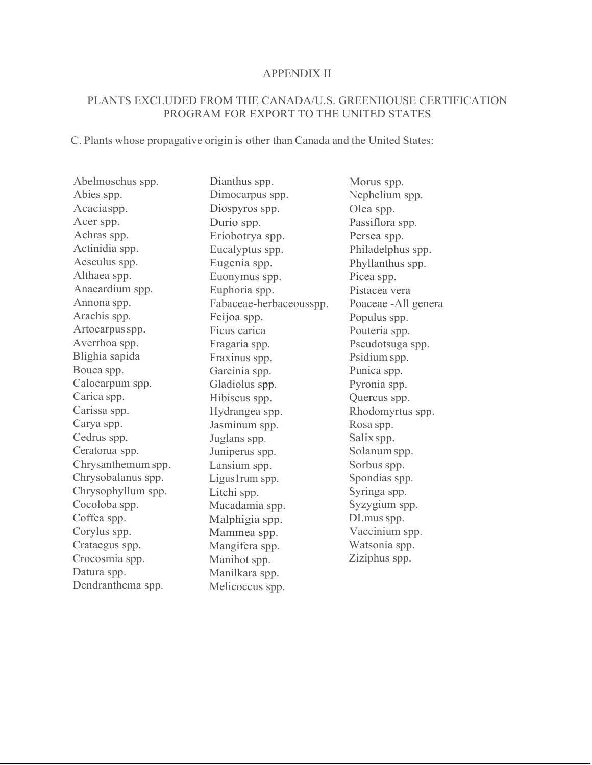APPENDIX II

PLANTS EXCLUDED FROM THE CANADA/U.S. GREENHOUSE CERTIFICATION PROGRAM FOR EXPORT TO THE UNITED STATES

C. Plants whose propagative origin is other than Canada and the United States:

Abelmoschus spp.
Abies spp.
Acaciaspp.
Acer spp.
Achras spp.
Actinidia spp.
Aesculus spp.
Althaea spp.
Anacardium spp.
Annona spp.
Arachis spp.
Artocarpus spp.
Averrhoa spp.
Blighia sapida
Bouea spp.
Calocarpum spp.
Carica spp.
Carissa spp.
Carya spp.
Cedrus spp.
Ceratorua spp.
Chrysanthemum spp.
Chrysobalanus spp.
Chrysophyllum spp.
Cocoloba spp.
Coffea spp.
Corylus spp.
Crataegus spp.
Crocosmia spp.
Datura spp.
Dendranthema spp.
Dianthus spp.
Dimocarpus spp.
Diospyros spp.
Durio spp.
Eriobotrya spp.
Eucalyptus spp.
Eugenia spp.
Euonymus spp.
Euphoria spp.
Fabaceae-herbaceousspp.
Feijoa spp.
Ficus carica
Fragaria spp.
Fraxinus spp.
Garcinia spp.
Gladiolus spp.
Hibiscus spp.
Hydrangea spp.
Jasminum spp.
Juglans spp.
Juniperus spp.
Lansium spp.
Ligus1rum spp.
Litchi spp.
Macadamia spp.
Malphigia spp.
Mammea spp.
Mangifera spp.
Manihot spp.
Manilkara spp.
Melicoccus spp.
Morus spp.
Nephelium spp.
Olea spp.
Passiflora spp.
Persea spp.
Philadelphus spp.
Phyllanthus spp.
Picea spp.
Pistacea vera
Poaceae -All genera
Populus spp.
Pouteria spp.
Pseudotsuga spp.
Psidium spp.
Punica spp.
Pyronia spp.
Quercus spp.
Rhodomyrtus spp.
Rosa spp.
Salix spp.
Solanum spp.
Sorbus spp.
Spondias spp.
Syringa spp.
Syzygium spp.
DI.mus spp.
Vaccinium spp.
Watsonia spp.
Ziziphus spp.